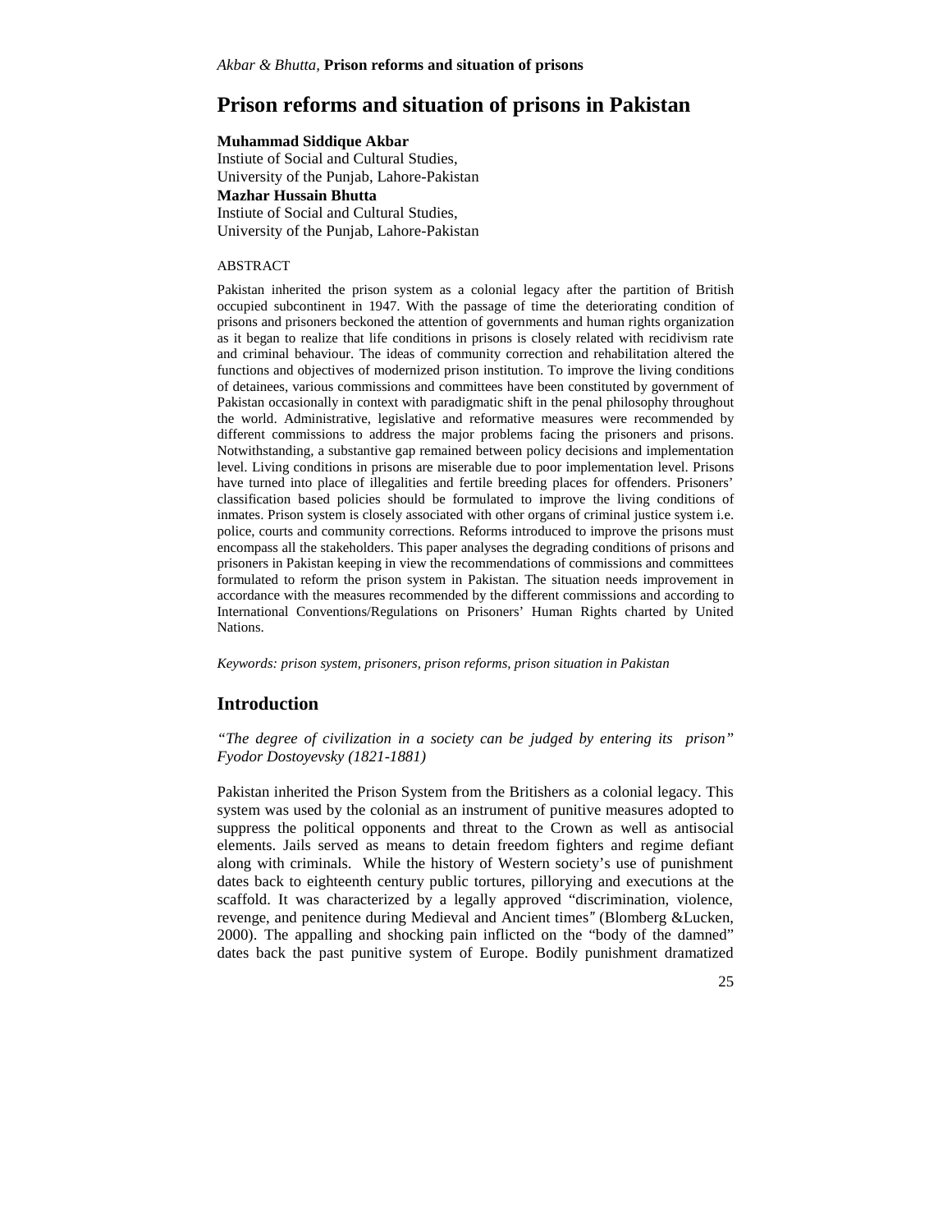# Prison reforms and situation of prisons in Pakistan

**Muhammad Siddique Akbar**
Instiute of Social and Cultural Studies,
University of the Punjab, Lahore-Pakistan
**Mazhar Hussain Bhutta**
Instiute of Social and Cultural Studies,
University of the Punjab, Lahore-Pakistan

ABSTRACT

Pakistan inherited the prison system as a colonial legacy after the partition of British occupied subcontinent in 1947. With the passage of time the deteriorating condition of prisons and prisoners beckoned the attention of governments and human rights organization as it began to realize that life conditions in prisons is closely related with recidivism rate and criminal behaviour. The ideas of community correction and rehabilitation altered the functions and objectives of modernized prison institution. To improve the living conditions of detainees, various commissions and committees have been constituted by government of Pakistan occasionally in context with paradigmatic shift in the penal philosophy throughout the world. Administrative, legislative and reformative measures were recommended by different commissions to address the major problems facing the prisoners and prisons. Notwithstanding, a substantive gap remained between policy decisions and implementation level. Living conditions in prisons are miserable due to poor implementation level. Prisons have turned into place of illegalities and fertile breeding places for offenders. Prisoners' classification based policies should be formulated to improve the living conditions of inmates. Prison system is closely associated with other organs of criminal justice system i.e. police, courts and community corrections. Reforms introduced to improve the prisons must encompass all the stakeholders. This paper analyses the degrading conditions of prisons and prisoners in Pakistan keeping in view the recommendations of commissions and committees formulated to reform the prison system in Pakistan. The situation needs improvement in accordance with the measures recommended by the different commissions and according to International Conventions/Regulations on Prisoners' Human Rights charted by United Nations.

*Keywords: prison system, prisoners, prison reforms, prison situation in Pakistan*

## Introduction

*"The degree of civilization in a society can be judged by entering its prison" Fyodor Dostoyevsky (1821-1881)*

Pakistan inherited the Prison System from the Britishers as a colonial legacy. This system was used by the colonial as an instrument of punitive measures adopted to suppress the political opponents and threat to the Crown as well as antisocial elements. Jails served as means to detain freedom fighters and regime defiant along with criminals. While the history of Western society's use of punishment dates back to eighteenth century public tortures, pillorying and executions at the scaffold. It was characterized by a legally approved "discrimination, violence, revenge, and penitence during Medieval and Ancient times" (Blomberg &Lucken, 2000). The appalling and shocking pain inflicted on the "body of the damned" dates back the past punitive system of Europe. Bodily punishment dramatized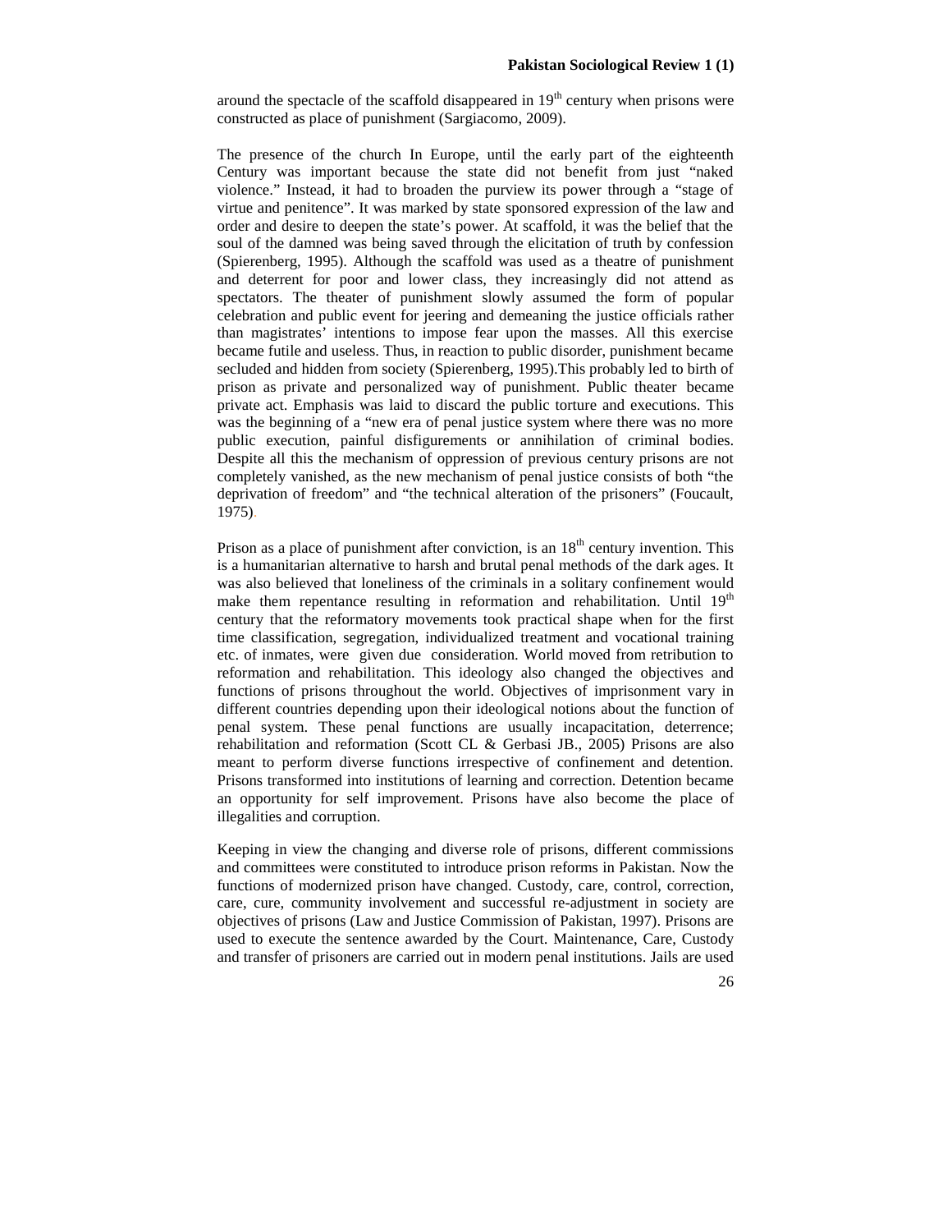around the spectacle of the scaffold disappeared in 19th century when prisons were constructed as place of punishment (Sargiacomo, 2009).

The presence of the church In Europe, until the early part of the eighteenth Century was important because the state did not benefit from just "naked violence." Instead, it had to broaden the purview its power through a "stage of virtue and penitence". It was marked by state sponsored expression of the law and order and desire to deepen the state's power. At scaffold, it was the belief that the soul of the damned was being saved through the elicitation of truth by confession (Spierenberg, 1995). Although the scaffold was used as a theatre of punishment and deterrent for poor and lower class, they increasingly did not attend as spectators. The theater of punishment slowly assumed the form of popular celebration and public event for jeering and demeaning the justice officials rather than magistrates' intentions to impose fear upon the masses. All this exercise became futile and useless. Thus, in reaction to public disorder, punishment became secluded and hidden from society (Spierenberg, 1995).This probably led to birth of prison as private and personalized way of punishment. Public theater became private act. Emphasis was laid to discard the public torture and executions. This was the beginning of a "new era of penal justice system where there was no more public execution, painful disfigurements or annihilation of criminal bodies. Despite all this the mechanism of oppression of previous century prisons are not completely vanished, as the new mechanism of penal justice consists of both "the deprivation of freedom" and "the technical alteration of the prisoners" (Foucault, 1975).

Prison as a place of punishment after conviction, is an 18th century invention. This is a humanitarian alternative to harsh and brutal penal methods of the dark ages. It was also believed that loneliness of the criminals in a solitary confinement would make them repentance resulting in reformation and rehabilitation. Until 19th century that the reformatory movements took practical shape when for the first time classification, segregation, individualized treatment and vocational training etc. of inmates, were given due consideration. World moved from retribution to reformation and rehabilitation. This ideology also changed the objectives and functions of prisons throughout the world. Objectives of imprisonment vary in different countries depending upon their ideological notions about the function of penal system. These penal functions are usually incapacitation, deterrence; rehabilitation and reformation (Scott CL & Gerbasi JB., 2005) Prisons are also meant to perform diverse functions irrespective of confinement and detention. Prisons transformed into institutions of learning and correction. Detention became an opportunity for self improvement. Prisons have also become the place of illegalities and corruption.

Keeping in view the changing and diverse role of prisons, different commissions and committees were constituted to introduce prison reforms in Pakistan. Now the functions of modernized prison have changed. Custody, care, control, correction, care, cure, community involvement and successful re-adjustment in society are objectives of prisons (Law and Justice Commission of Pakistan, 1997). Prisons are used to execute the sentence awarded by the Court. Maintenance, Care, Custody and transfer of prisoners are carried out in modern penal institutions. Jails are used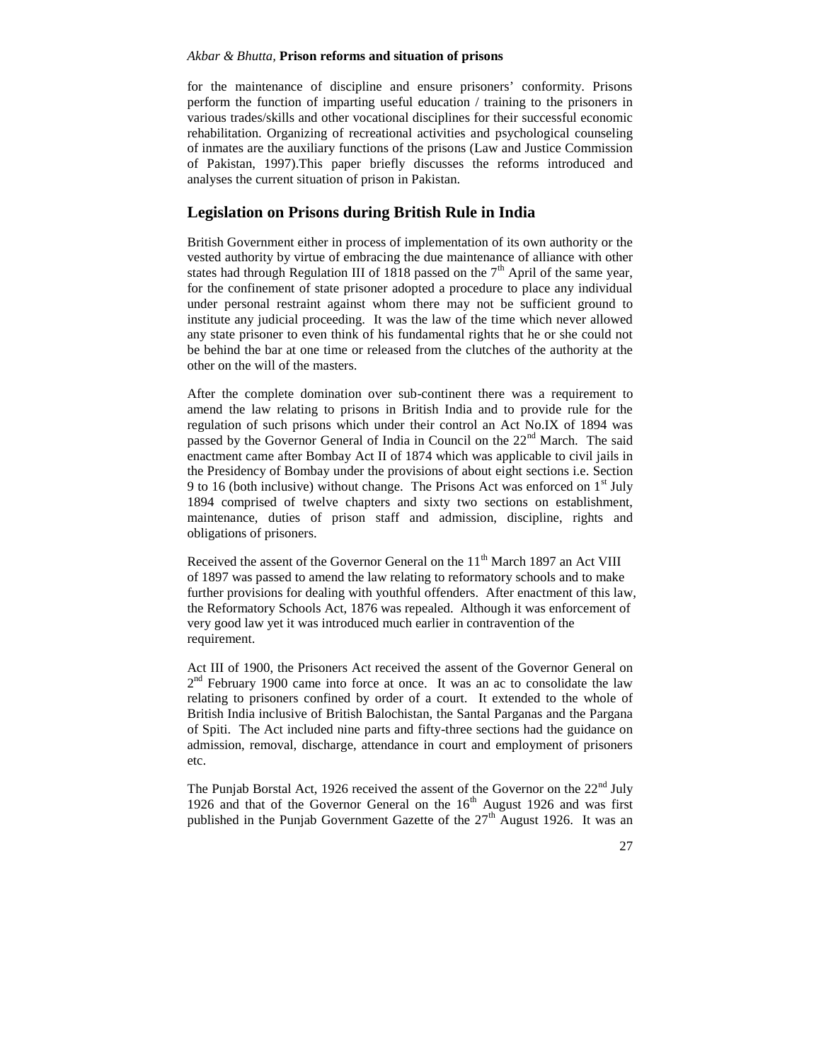for the maintenance of discipline and ensure prisoners' conformity. Prisons perform the function of imparting useful education / training to the prisoners in various trades/skills and other vocational disciplines for their successful economic rehabilitation. Organizing of recreational activities and psychological counseling of inmates are the auxiliary functions of the prisons (Law and Justice Commission of Pakistan, 1997).This paper briefly discusses the reforms introduced and analyses the current situation of prison in Pakistan.

## Legislation on Prisons during British Rule in India

British Government either in process of implementation of its own authority or the vested authority by virtue of embracing the due maintenance of alliance with other states had through Regulation III of 1818 passed on the 7th April of the same year, for the confinement of state prisoner adopted a procedure to place any individual under personal restraint against whom there may not be sufficient ground to institute any judicial proceeding. It was the law of the time which never allowed any state prisoner to even think of his fundamental rights that he or she could not be behind the bar at one time or released from the clutches of the authority at the other on the will of the masters.

After the complete domination over sub-continent there was a requirement to amend the law relating to prisons in British India and to provide rule for the regulation of such prisons which under their control an Act No.IX of 1894 was passed by the Governor General of India in Council on the 22nd March. The said enactment came after Bombay Act II of 1874 which was applicable to civil jails in the Presidency of Bombay under the provisions of about eight sections i.e. Section 9 to 16 (both inclusive) without change. The Prisons Act was enforced on 1st July 1894 comprised of twelve chapters and sixty two sections on establishment, maintenance, duties of prison staff and admission, discipline, rights and obligations of prisoners.

Received the assent of the Governor General on the 11th March 1897 an Act VIII of 1897 was passed to amend the law relating to reformatory schools and to make further provisions for dealing with youthful offenders. After enactment of this law, the Reformatory Schools Act, 1876 was repealed. Although it was enforcement of very good law yet it was introduced much earlier in contravention of the requirement.

Act III of 1900, the Prisoners Act received the assent of the Governor General on 2nd February 1900 came into force at once. It was an ac to consolidate the law relating to prisoners confined by order of a court. It extended to the whole of British India inclusive of British Balochistan, the Santal Parganas and the Pargana of Spiti. The Act included nine parts and fifty-three sections had the guidance on admission, removal, discharge, attendance in court and employment of prisoners etc.

The Punjab Borstal Act, 1926 received the assent of the Governor on the 22nd July 1926 and that of the Governor General on the 16th August 1926 and was first published in the Punjab Government Gazette of the 27th August 1926. It was an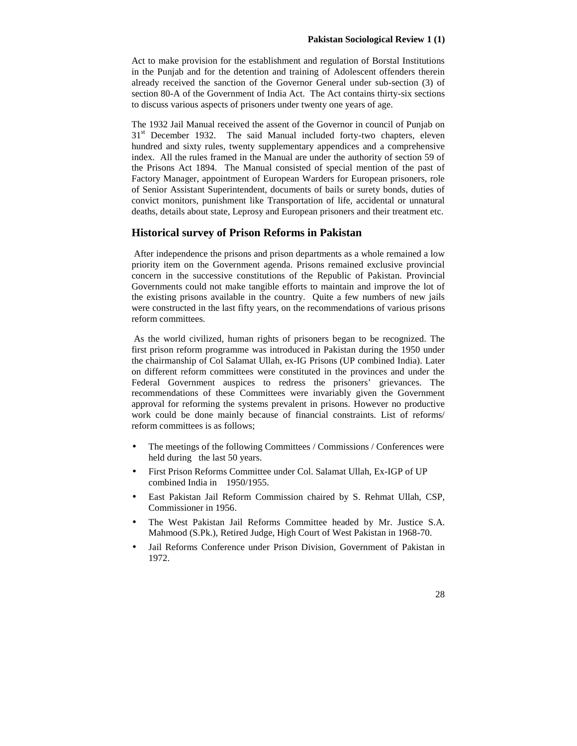Act to make provision for the establishment and regulation of Borstal Institutions in the Punjab and for the detention and training of Adolescent offenders therein already received the sanction of the Governor General under sub-section (3) of section 80-A of the Government of India Act. The Act contains thirty-six sections to discuss various aspects of prisoners under twenty one years of age.

The 1932 Jail Manual received the assent of the Governor in council of Punjab on 31st December 1932. The said Manual included forty-two chapters, eleven hundred and sixty rules, twenty supplementary appendices and a comprehensive index. All the rules framed in the Manual are under the authority of section 59 of the Prisons Act 1894. The Manual consisted of special mention of the past of Factory Manager, appointment of European Warders for European prisoners, role of Senior Assistant Superintendent, documents of bails or surety bonds, duties of convict monitors, punishment like Transportation of life, accidental or unnatural deaths, details about state, Leprosy and European prisoners and their treatment etc.

## Historical survey of Prison Reforms in Pakistan

After independence the prisons and prison departments as a whole remained a low priority item on the Government agenda. Prisons remained exclusive provincial concern in the successive constitutions of the Republic of Pakistan. Provincial Governments could not make tangible efforts to maintain and improve the lot of the existing prisons available in the country. Quite a few numbers of new jails were constructed in the last fifty years, on the recommendations of various prisons reform committees.

As the world civilized, human rights of prisoners began to be recognized. The first prison reform programme was introduced in Pakistan during the 1950 under the chairmanship of Col Salamat Ullah, ex-IG Prisons (UP combined India). Later on different reform committees were constituted in the provinces and under the Federal Government auspices to redress the prisoners' grievances. The recommendations of these Committees were invariably given the Government approval for reforming the systems prevalent in prisons. However no productive work could be done mainly because of financial constraints. List of reforms/ reform committees is as follows;

- The meetings of the following Committees / Commissions / Conferences were held during the last 50 years.
- First Prison Reforms Committee under Col. Salamat Ullah, Ex-IGP of UP combined India in 1950/1955.
- East Pakistan Jail Reform Commission chaired by S. Rehmat Ullah, CSP, Commissioner in 1956.
- The West Pakistan Jail Reforms Committee headed by Mr. Justice S.A. Mahmood (S.Pk.), Retired Judge, High Court of West Pakistan in 1968-70.
- Jail Reforms Conference under Prison Division, Government of Pakistan in 1972.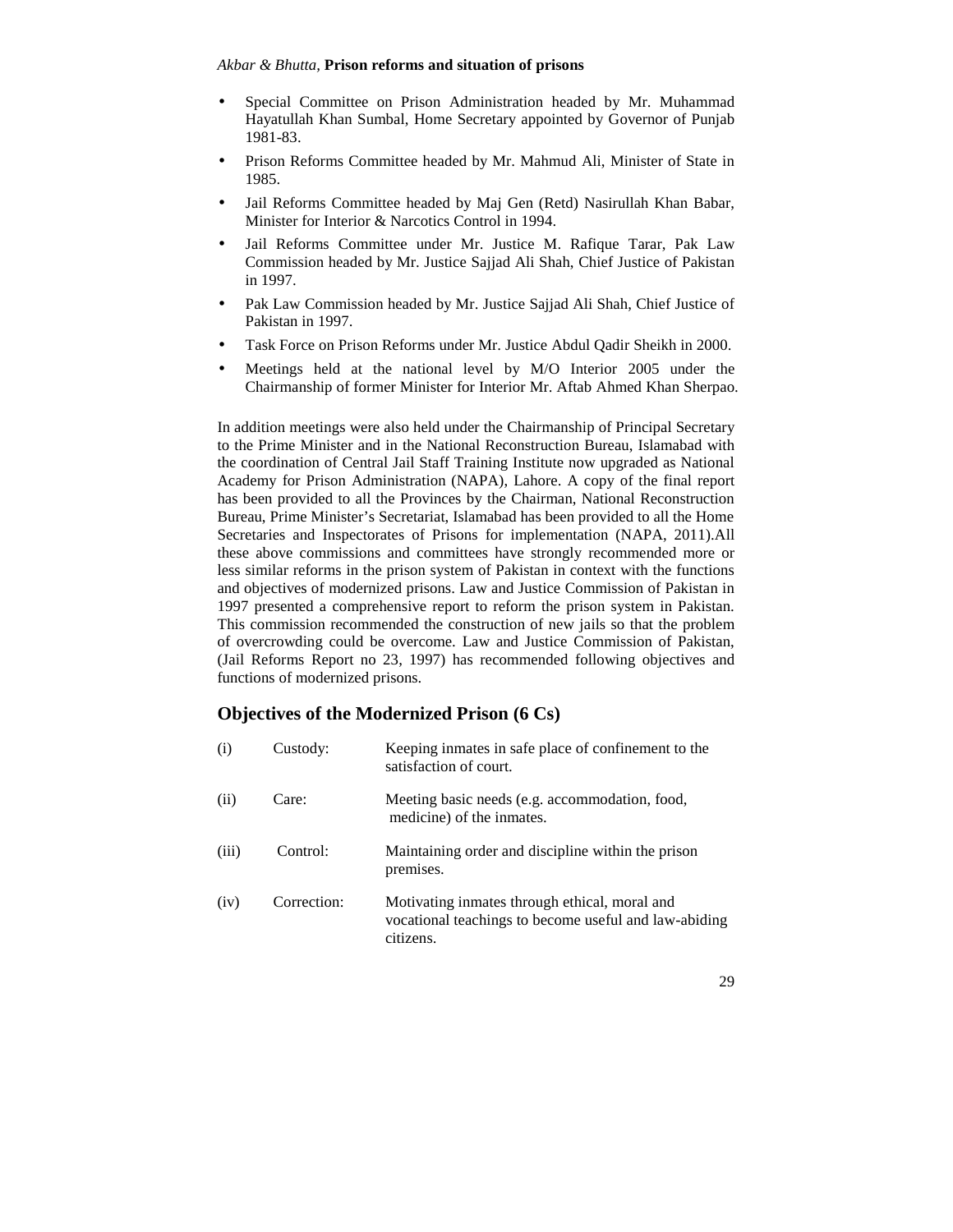- Special Committee on Prison Administration headed by Mr. Muhammad Hayatullah Khan Sumbal, Home Secretary appointed by Governor of Punjab 1981-83.
- Prison Reforms Committee headed by Mr. Mahmud Ali, Minister of State in 1985.
- Jail Reforms Committee headed by Maj Gen (Retd) Nasirullah Khan Babar, Minister for Interior & Narcotics Control in 1994.
- Jail Reforms Committee under Mr. Justice M. Rafique Tarar, Pak Law Commission headed by Mr. Justice Sajjad Ali Shah, Chief Justice of Pakistan in 1997.
- Pak Law Commission headed by Mr. Justice Sajjad Ali Shah, Chief Justice of Pakistan in 1997.
- Task Force on Prison Reforms under Mr. Justice Abdul Qadir Sheikh in 2000.
- Meetings held at the national level by M/O Interior 2005 under the Chairmanship of former Minister for Interior Mr. Aftab Ahmed Khan Sherpao.

In addition meetings were also held under the Chairmanship of Principal Secretary to the Prime Minister and in the National Reconstruction Bureau, Islamabad with the coordination of Central Jail Staff Training Institute now upgraded as National Academy for Prison Administration (NAPA), Lahore. A copy of the final report has been provided to all the Provinces by the Chairman, National Reconstruction Bureau, Prime Minister's Secretariat, Islamabad has been provided to all the Home Secretaries and Inspectorates of Prisons for implementation (NAPA, 2011).All these above commissions and committees have strongly recommended more or less similar reforms in the prison system of Pakistan in context with the functions and objectives of modernized prisons. Law and Justice Commission of Pakistan in 1997 presented a comprehensive report to reform the prison system in Pakistan. This commission recommended the construction of new jails so that the problem of overcrowding could be overcome. Law and Justice Commission of Pakistan, (Jail Reforms Report no 23, 1997) has recommended following objectives and functions of modernized prisons.

## Objectives of the Modernized Prison (6 Cs)

| | | |
|---|---|---|
| (i) | Custody: | Keeping inmates in safe place of confinement to the satisfaction of court. |
| (ii) | Care: | Meeting basic needs (e.g. accommodation, food, medicine) of the inmates. |
| (iii) | Control: | Maintaining order and discipline within the prison premises. |
| (iv) | Correction: | Motivating inmates through ethical, moral and vocational teachings to become useful and law-abiding citizens. |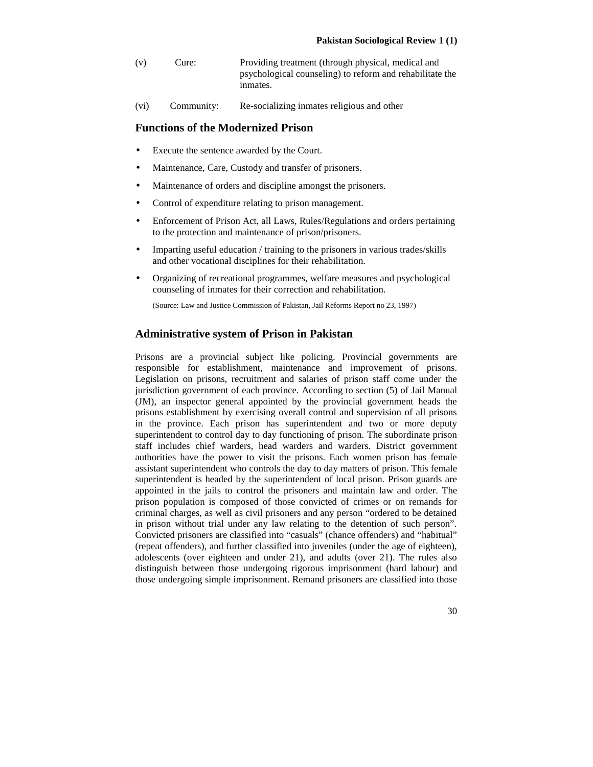(v) Cure: Providing treatment (through physical, medical and psychological counseling) to reform and rehabilitate the inmates.

(vi) Community: Re-socializing inmates religious and other

## Functions of the Modernized Prison

- Execute the sentence awarded by the Court.
- Maintenance, Care, Custody and transfer of prisoners.
- Maintenance of orders and discipline amongst the prisoners.
- Control of expenditure relating to prison management.
- Enforcement of Prison Act, all Laws, Rules/Regulations and orders pertaining to the protection and maintenance of prison/prisoners.
- Imparting useful education / training to the prisoners in various trades/skills and other vocational disciplines for their rehabilitation.
- Organizing of recreational programmes, welfare measures and psychological counseling of inmates for their correction and rehabilitation.

(Source: Law and Justice Commission of Pakistan, Jail Reforms Report no 23, 1997)

## Administrative system of Prison in Pakistan

Prisons are a provincial subject like policing. Provincial governments are responsible for establishment, maintenance and improvement of prisons. Legislation on prisons, recruitment and salaries of prison staff come under the jurisdiction government of each province. According to section (5) of Jail Manual (JM), an inspector general appointed by the provincial government heads the prisons establishment by exercising overall control and supervision of all prisons in the province. Each prison has superintendent and two or more deputy superintendent to control day to day functioning of prison. The subordinate prison staff includes chief warders, head warders and warders. District government authorities have the power to visit the prisons. Each women prison has female assistant superintendent who controls the day to day matters of prison. This female superintendent is headed by the superintendent of local prison. Prison guards are appointed in the jails to control the prisoners and maintain law and order. The prison population is composed of those convicted of crimes or on remands for criminal charges, as well as civil prisoners and any person "ordered to be detained in prison without trial under any law relating to the detention of such person". Convicted prisoners are classified into "casuals" (chance offenders) and "habitual" (repeat offenders), and further classified into juveniles (under the age of eighteen), adolescents (over eighteen and under 21), and adults (over 21). The rules also distinguish between those undergoing rigorous imprisonment (hard labour) and those undergoing simple imprisonment. Remand prisoners are classified into those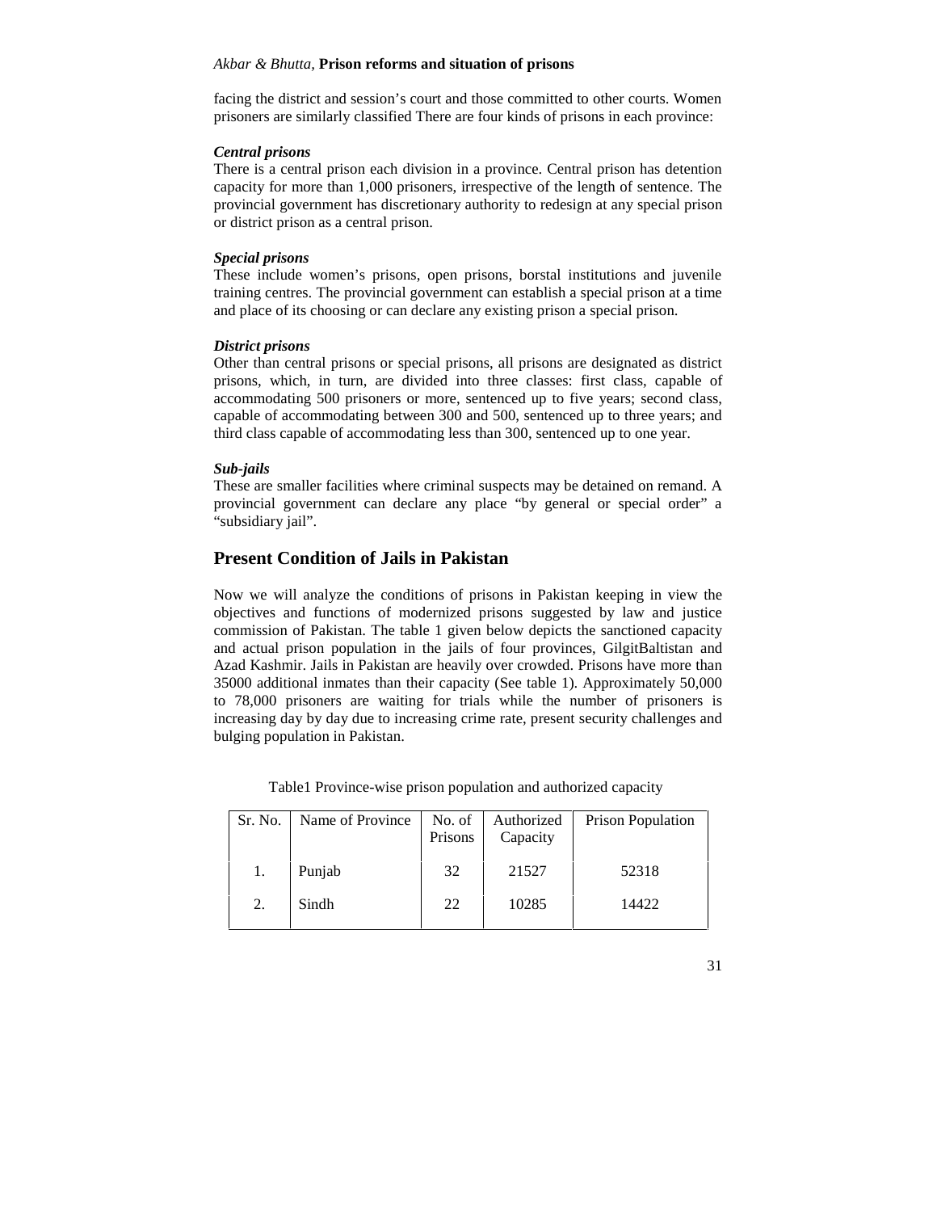facing the district and session's court and those committed to other courts. Women prisoners are similarly classified There are four kinds of prisons in each province:

***Central prisons***

There is a central prison each division in a province. Central prison has detention capacity for more than 1,000 prisoners, irrespective of the length of sentence. The provincial government has discretionary authority to redesign at any special prison or district prison as a central prison.

***Special prisons***

These include women's prisons, open prisons, borstal institutions and juvenile training centres. The provincial government can establish a special prison at a time and place of its choosing or can declare any existing prison a special prison.

***District prisons***

Other than central prisons or special prisons, all prisons are designated as district prisons, which, in turn, are divided into three classes: first class, capable of accommodating 500 prisoners or more, sentenced up to five years; second class, capable of accommodating between 300 and 500, sentenced up to three years; and third class capable of accommodating less than 300, sentenced up to one year.

***Sub-jails***

These are smaller facilities where criminal suspects may be detained on remand. A provincial government can declare any place "by general or special order" a "subsidiary jail".

## Present Condition of Jails in Pakistan

Now we will analyze the conditions of prisons in Pakistan keeping in view the objectives and functions of modernized prisons suggested by law and justice commission of Pakistan. The table 1 given below depicts the sanctioned capacity and actual prison population in the jails of four provinces, GilgitBaltistan and Azad Kashmir. Jails in Pakistan are heavily over crowded. Prisons have more than 35000 additional inmates than their capacity (See table 1). Approximately 50,000 to 78,000 prisoners are waiting for trials while the number of prisoners is increasing day by day due to increasing crime rate, present security challenges and bulging population in Pakistan.

Table1 Province-wise prison population and authorized capacity

| Sr. No. | Name of Province | No. of Prisons | Authorized Capacity | Prison Population |
|---|---|---|---|---|
| 1. | Punjab | 32 | 21527 | 52318 |
| 2. | Sindh | 22 | 10285 | 14422 |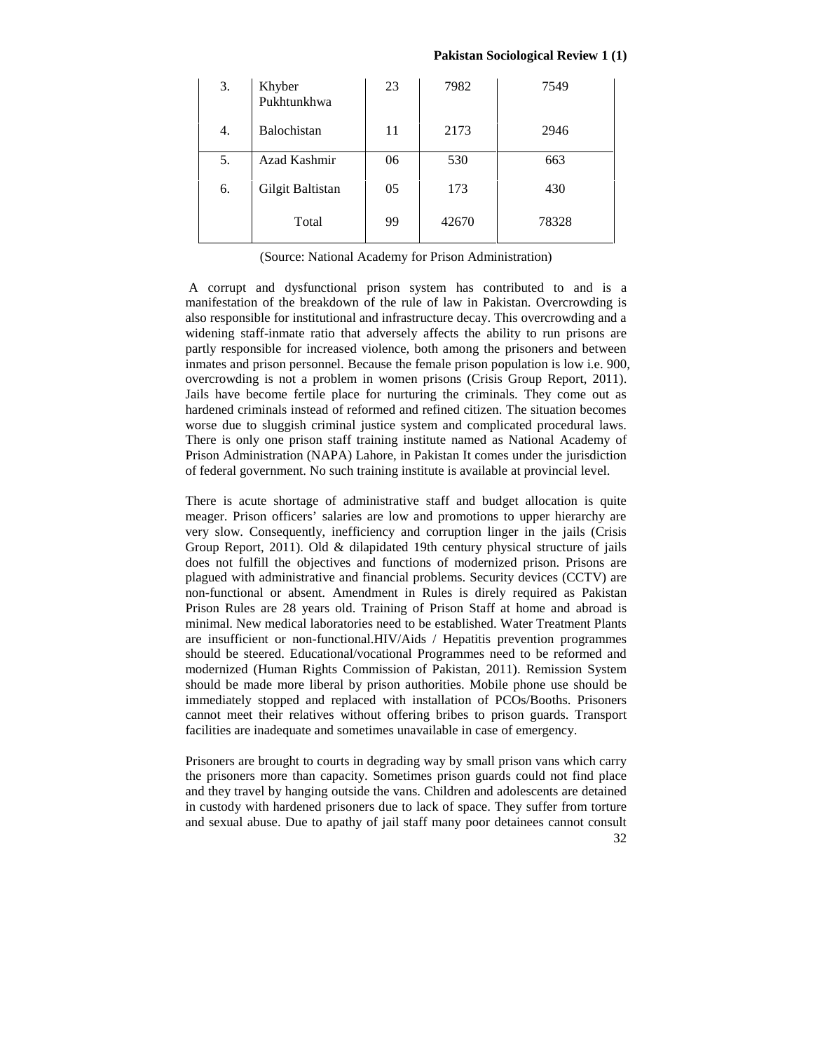| 3. | Khyber Pukhtunkhwa | 23 | 7982 | 7549 |
|---|---|---|---|---|
| 4. | Balochistan | 11 | 2173 | 2946 |
| 5. | Azad Kashmir | 06 | 530 | 663 |
| 6. | Gilgit Baltistan | 05 | 173 | 430 |
| | Total | 99 | 42670 | 78328 |

(Source: National Academy for Prison Administration)

A corrupt and dysfunctional prison system has contributed to and is a manifestation of the breakdown of the rule of law in Pakistan. Overcrowding is also responsible for institutional and infrastructure decay. This overcrowding and a widening staff-inmate ratio that adversely affects the ability to run prisons are partly responsible for increased violence, both among the prisoners and between inmates and prison personnel. Because the female prison population is low i.e. 900, overcrowding is not a problem in women prisons (Crisis Group Report, 2011). Jails have become fertile place for nurturing the criminals. They come out as hardened criminals instead of reformed and refined citizen. The situation becomes worse due to sluggish criminal justice system and complicated procedural laws. There is only one prison staff training institute named as National Academy of Prison Administration (NAPA) Lahore, in Pakistan It comes under the jurisdiction of federal government. No such training institute is available at provincial level.

There is acute shortage of administrative staff and budget allocation is quite meager. Prison officers' salaries are low and promotions to upper hierarchy are very slow. Consequently, inefficiency and corruption linger in the jails (Crisis Group Report, 2011). Old & dilapidated 19th century physical structure of jails does not fulfill the objectives and functions of modernized prison. Prisons are plagued with administrative and financial problems. Security devices (CCTV) are non-functional or absent. Amendment in Rules is direly required as Pakistan Prison Rules are 28 years old. Training of Prison Staff at home and abroad is minimal. New medical laboratories need to be established. Water Treatment Plants are insufficient or non-functional.HIV/Aids / Hepatitis prevention programmes should be steered. Educational/vocational Programmes need to be reformed and modernized (Human Rights Commission of Pakistan, 2011). Remission System should be made more liberal by prison authorities. Mobile phone use should be immediately stopped and replaced with installation of PCOs/Booths. Prisoners cannot meet their relatives without offering bribes to prison guards. Transport facilities are inadequate and sometimes unavailable in case of emergency.

Prisoners are brought to courts in degrading way by small prison vans which carry the prisoners more than capacity. Sometimes prison guards could not find place and they travel by hanging outside the vans. Children and adolescents are detained in custody with hardened prisoners due to lack of space. They suffer from torture and sexual abuse. Due to apathy of jail staff many poor detainees cannot consult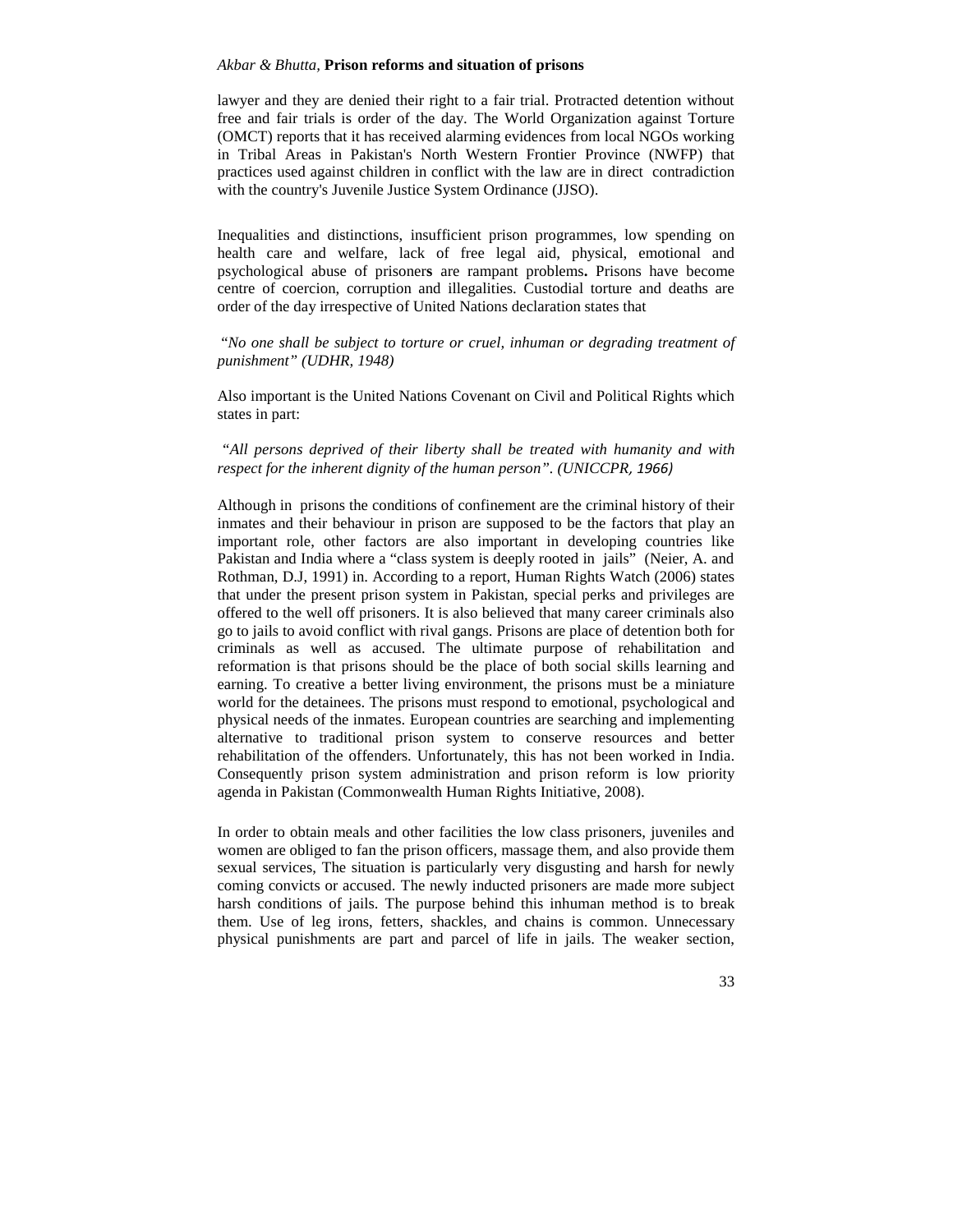lawyer and they are denied their right to a fair trial. Protracted detention without free and fair trials is order of the day. The World Organization against Torture (OMCT) reports that it has received alarming evidences from local NGOs working in Tribal Areas in Pakistan's North Western Frontier Province (NWFP) that practices used against children in conflict with the law are in direct contradiction with the country's Juvenile Justice System Ordinance (JJSO).

Inequalities and distinctions, insufficient prison programmes, low spending on health care and welfare, lack of free legal aid, physical, emotional and psychological abuse of prisoner**s** are rampant problem**s.** Prisons have become centre of coercion, corruption and illegalities. Custodial torture and deaths are order of the day irrespective of United Nations declaration states that

*"No one shall be subject to torture or cruel, inhuman or degrading treatment of punishment" (UDHR, 1948)*

Also important is the United Nations Covenant on Civil and Political Rights which states in part:

*"All persons deprived of their liberty shall be treated with humanity and with respect for the inherent dignity of the human person". (UNICCPR, 1966)*

Although in prisons the conditions of confinement are the criminal history of their inmates and their behaviour in prison are supposed to be the factors that play an important role, other factors are also important in developing countries like Pakistan and India where a "class system is deeply rooted in jails" (Neier, A. and Rothman, D.J, 1991) in. According to a report, Human Rights Watch (2006) states that under the present prison system in Pakistan, special perks and privileges are offered to the well off prisoners. It is also believed that many career criminals also go to jails to avoid conflict with rival gangs. Prisons are place of detention both for criminals as well as accused. The ultimate purpose of rehabilitation and reformation is that prisons should be the place of both social skills learning and earning. To creative a better living environment, the prisons must be a miniature world for the detainees. The prisons must respond to emotional, psychological and physical needs of the inmates. European countries are searching and implementing alternative to traditional prison system to conserve resources and better rehabilitation of the offenders. Unfortunately, this has not been worked in India. Consequently prison system administration and prison reform is low priority agenda in Pakistan (Commonwealth Human Rights Initiative, 2008).

In order to obtain meals and other facilities the low class prisoners, juveniles and women are obliged to fan the prison officers, massage them, and also provide them sexual services, The situation is particularly very disgusting and harsh for newly coming convicts or accused. The newly inducted prisoners are made more subject harsh conditions of jails. The purpose behind this inhuman method is to break them. Use of leg irons, fetters, shackles, and chains is common. Unnecessary physical punishments are part and parcel of life in jails. The weaker section,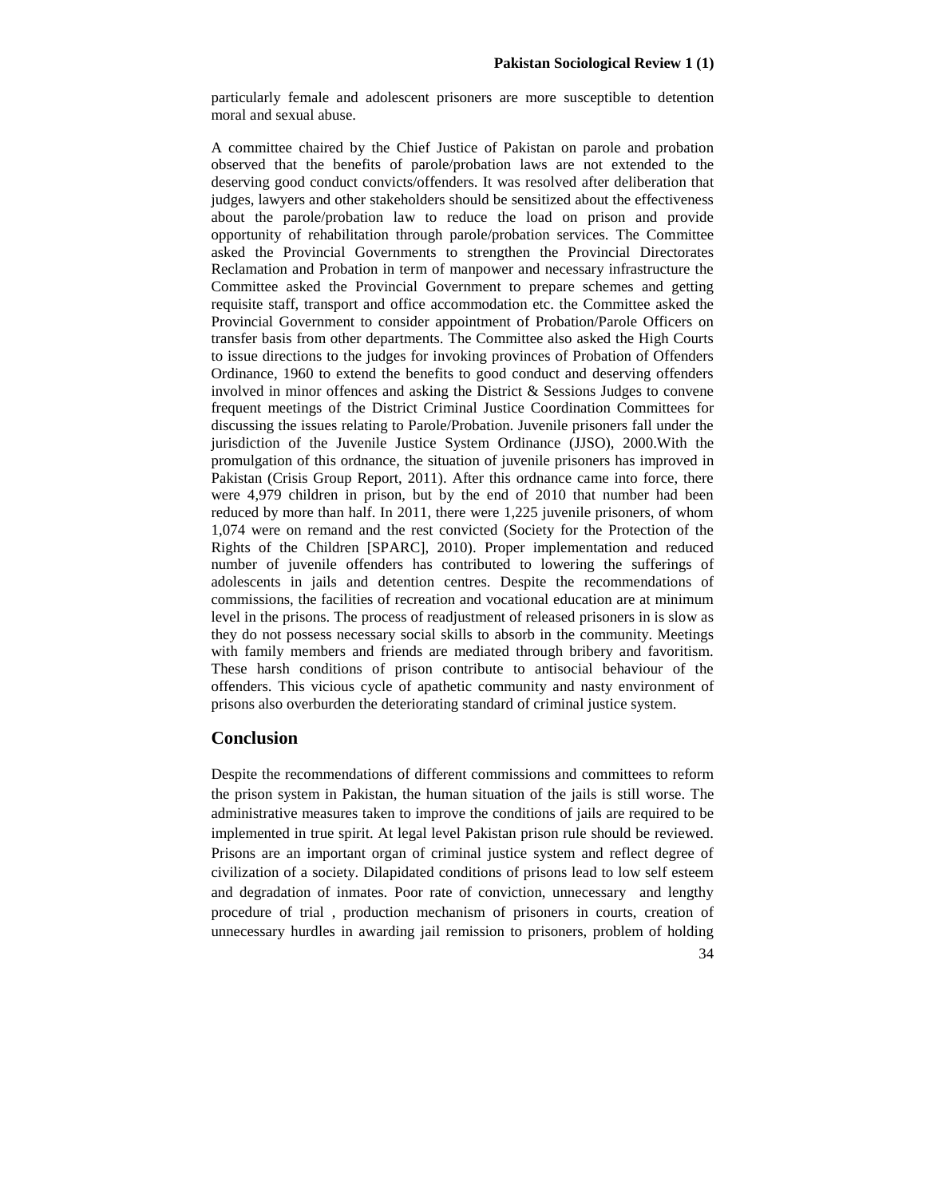particularly female and adolescent prisoners are more susceptible to detention moral and sexual abuse.

A committee chaired by the Chief Justice of Pakistan on parole and probation observed that the benefits of parole/probation laws are not extended to the deserving good conduct convicts/offenders. It was resolved after deliberation that judges, lawyers and other stakeholders should be sensitized about the effectiveness about the parole/probation law to reduce the load on prison and provide opportunity of rehabilitation through parole/probation services. The Committee asked the Provincial Governments to strengthen the Provincial Directorates Reclamation and Probation in term of manpower and necessary infrastructure the Committee asked the Provincial Government to prepare schemes and getting requisite staff, transport and office accommodation etc. the Committee asked the Provincial Government to consider appointment of Probation/Parole Officers on transfer basis from other departments. The Committee also asked the High Courts to issue directions to the judges for invoking provinces of Probation of Offenders Ordinance, 1960 to extend the benefits to good conduct and deserving offenders involved in minor offences and asking the District & Sessions Judges to convene frequent meetings of the District Criminal Justice Coordination Committees for discussing the issues relating to Parole/Probation. Juvenile prisoners fall under the jurisdiction of the Juvenile Justice System Ordinance (JJSO), 2000.With the promulgation of this ordnance, the situation of juvenile prisoners has improved in Pakistan (Crisis Group Report, 2011). After this ordnance came into force, there were 4,979 children in prison, but by the end of 2010 that number had been reduced by more than half. In 2011, there were 1,225 juvenile prisoners, of whom 1,074 were on remand and the rest convicted (Society for the Protection of the Rights of the Children [SPARC], 2010). Proper implementation and reduced number of juvenile offenders has contributed to lowering the sufferings of adolescents in jails and detention centres. Despite the recommendations of commissions, the facilities of recreation and vocational education are at minimum level in the prisons. The process of readjustment of released prisoners in is slow as they do not possess necessary social skills to absorb in the community. Meetings with family members and friends are mediated through bribery and favoritism. These harsh conditions of prison contribute to antisocial behaviour of the offenders. This vicious cycle of apathetic community and nasty environment of prisons also overburden the deteriorating standard of criminal justice system.

## Conclusion

Despite the recommendations of different commissions and committees to reform the prison system in Pakistan, the human situation of the jails is still worse. The administrative measures taken to improve the conditions of jails are required to be implemented in true spirit. At legal level Pakistan prison rule should be reviewed. Prisons are an important organ of criminal justice system and reflect degree of civilization of a society. Dilapidated conditions of prisons lead to low self esteem and degradation of inmates. Poor rate of conviction, unnecessary and lengthy procedure of trial , production mechanism of prisoners in courts, creation of unnecessary hurdles in awarding jail remission to prisoners, problem of holding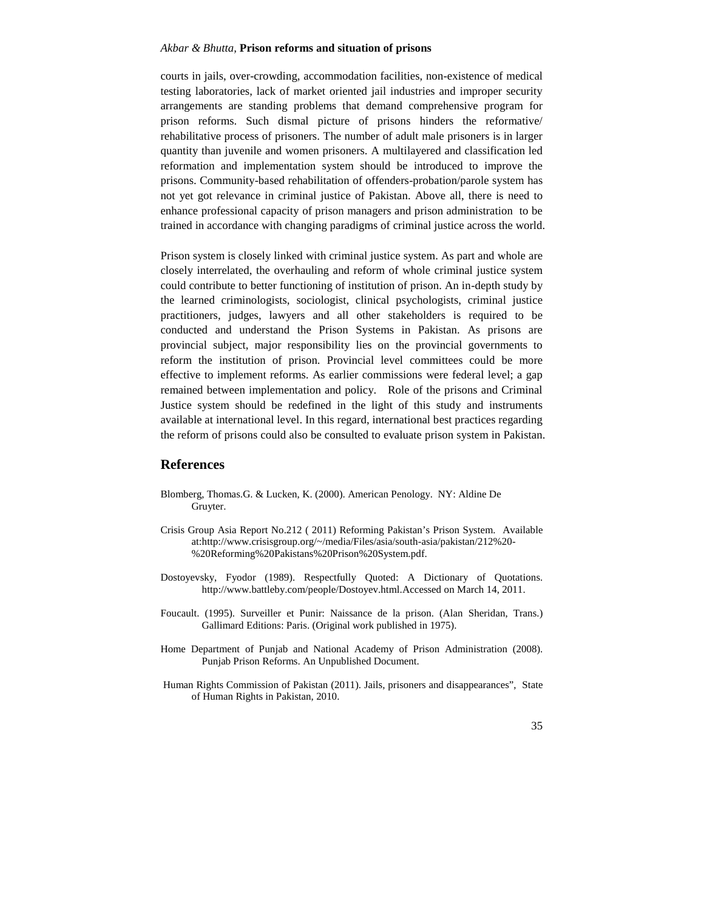courts in jails, over-crowding, accommodation facilities, non-existence of medical testing laboratories, lack of market oriented jail industries and improper security arrangements are standing problems that demand comprehensive program for prison reforms. Such dismal picture of prisons hinders the reformative/ rehabilitative process of prisoners. The number of adult male prisoners is in larger quantity than juvenile and women prisoners. A multilayered and classification led reformation and implementation system should be introduced to improve the prisons. Community-based rehabilitation of offenders-probation/parole system has not yet got relevance in criminal justice of Pakistan. Above all, there is need to enhance professional capacity of prison managers and prison administration to be trained in accordance with changing paradigms of criminal justice across the world.

Prison system is closely linked with criminal justice system. As part and whole are closely interrelated, the overhauling and reform of whole criminal justice system could contribute to better functioning of institution of prison. An in-depth study by the learned criminologists, sociologist, clinical psychologists, criminal justice practitioners, judges, lawyers and all other stakeholders is required to be conducted and understand the Prison Systems in Pakistan. As prisons are provincial subject, major responsibility lies on the provincial governments to reform the institution of prison. Provincial level committees could be more effective to implement reforms. As earlier commissions were federal level; a gap remained between implementation and policy. Role of the prisons and Criminal Justice system should be redefined in the light of this study and instruments available at international level. In this regard, international best practices regarding the reform of prisons could also be consulted to evaluate prison system in Pakistan.

## References

Blomberg, Thomas.G. & Lucken, K. (2000). American Penology. NY: Aldine De Gruyter.

Crisis Group Asia Report No.212 ( 2011) Reforming Pakistan's Prison System. Available at:http://www.crisisgroup.org/~/media/Files/asia/south-asia/pakistan/212%20-%20Reforming%20Pakistans%20Prison%20System.pdf.

Dostoyevsky, Fyodor (1989). Respectfully Quoted: A Dictionary of Quotations. http://www.battleby.com/people/Dostoyev.html.Accessed on March 14, 2011.

Foucault. (1995). Surveiller et Punir: Naissance de la prison. (Alan Sheridan, Trans.) Gallimard Editions: Paris. (Original work published in 1975).

Home Department of Punjab and National Academy of Prison Administration (2008). Punjab Prison Reforms. An Unpublished Document.

Human Rights Commission of Pakistan (2011). Jails, prisoners and disappearances", State of Human Rights in Pakistan, 2010.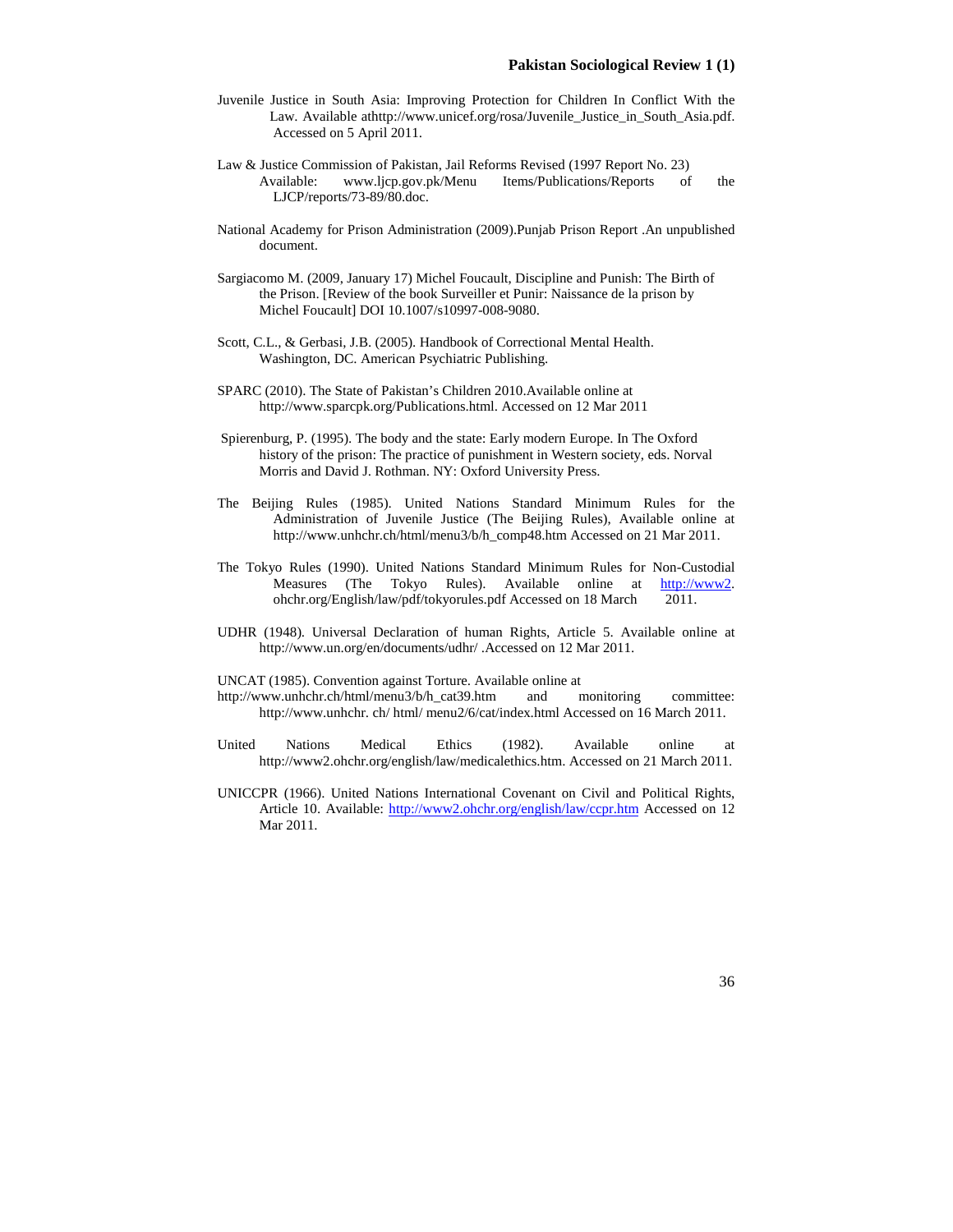Juvenile Justice in South Asia: Improving Protection for Children In Conflict With the Law. Available athttp://www.unicef.org/rosa/Juvenile_Justice_in_South_Asia.pdf. Accessed on 5 April 2011.

Law & Justice Commission of Pakistan, Jail Reforms Revised (1997 Report No. 23) Available: www.ljcp.gov.pk/Menu Items/Publications/Reports of the LJCP/reports/73-89/80.doc.

National Academy for Prison Administration (2009).Punjab Prison Report .An unpublished document.

Sargiacomo M. (2009, January 17) Michel Foucault, Discipline and Punish: The Birth of the Prison. [Review of the book Surveiller et Punir: Naissance de la prison by Michel Foucault] DOI 10.1007/s10997-008-9080.

Scott, C.L., & Gerbasi, J.B. (2005). Handbook of Correctional Mental Health. Washington, DC. American Psychiatric Publishing.

SPARC (2010). The State of Pakistan's Children 2010.Available online at http://www.sparcpk.org/Publications.html. Accessed on 12 Mar 2011

Spierenburg, P. (1995). The body and the state: Early modern Europe. In The Oxford history of the prison: The practice of punishment in Western society, eds. Norval Morris and David J. Rothman. NY: Oxford University Press.

The Beijing Rules (1985). United Nations Standard Minimum Rules for the Administration of Juvenile Justice (The Beijing Rules), Available online at http://www.unhchr.ch/html/menu3/b/h_comp48.htm Accessed on 21 Mar 2011.

The Tokyo Rules (1990). United Nations Standard Minimum Rules for Non-Custodial Measures (The Tokyo Rules). Available online at http://www2. ohchr.org/English/law/pdf/tokyorules.pdf Accessed on 18 March 2011.

UDHR (1948). Universal Declaration of human Rights, Article 5. Available online at http://www.un.org/en/documents/udhr/ .Accessed on 12 Mar 2011.

UNCAT (1985). Convention against Torture. Available online at http://www.unhchr.ch/html/menu3/b/h_cat39.htm and monitoring committee: http://www.unhchr. ch/ html/ menu2/6/cat/index.html Accessed on 16 March 2011.

United Nations Medical Ethics (1982). Available online at http://www2.ohchr.org/english/law/medicalethics.htm. Accessed on 21 March 2011.

UNICCPR (1966). United Nations International Covenant on Civil and Political Rights, Article 10. Available: http://www2.ohchr.org/english/law/ccpr.htm Accessed on 12 Mar 2011.